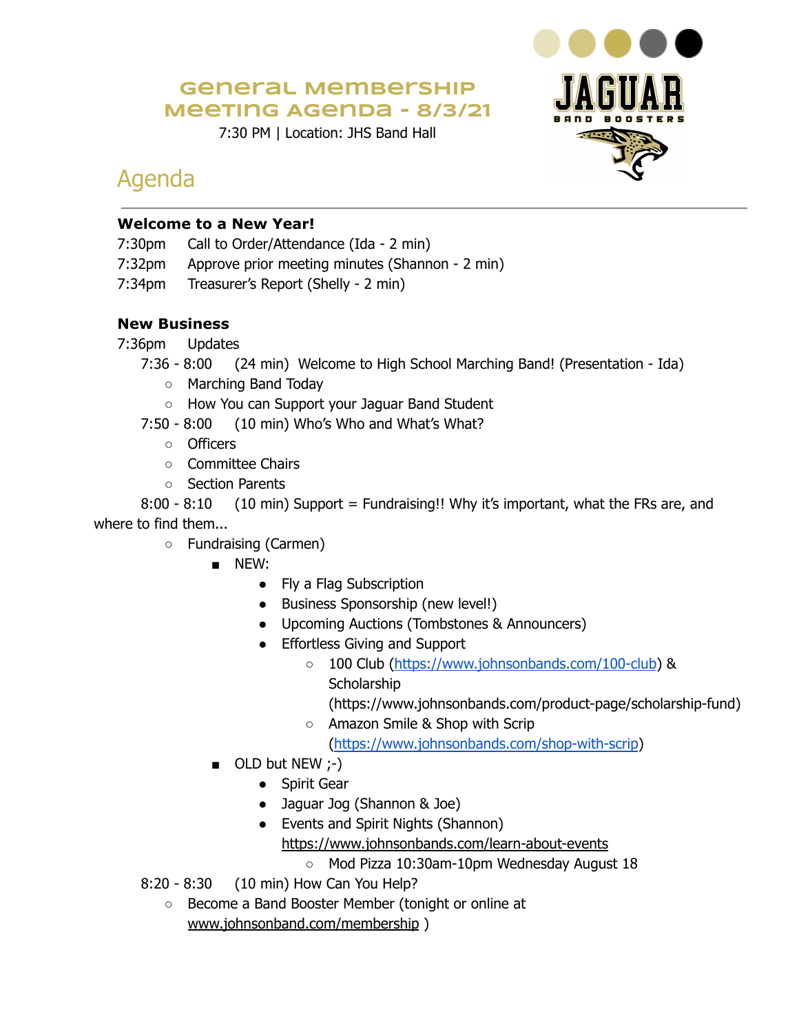# General Membership Meeting Agenda - 8/3/21

7:30 PM | Location: JHS Band Hall

## Agenda

### Welcome to a New Year!

7:30pm Call to Order/Attendance (Ida - 2 min)
7:32pm Approve prior meeting minutes (Shannon - 2 min)
7:34pm Treasurer's Report (Shelly - 2 min)

### New Business

7:36pm Updates

7:36 - 8:00 (24 min) Welcome to High School Marching Band! (Presentation - Ida)

- Marching Band Today
- How You can Support your Jaguar Band Student

7:50 - 8:00 (10 min) Who's Who and What's What?

- Officers
- Committee Chairs
- Section Parents

8:00 - 8:10 (10 min) Support = Fundraising!! Why it's important, what the FRs are, and where to find them...

- Fundraising (Carmen)
  - NEW:
    - Fly a Flag Subscription
    - Business Sponsorship (new level!)
    - Upcoming Auctions (Tombstones & Announcers)
    - Effortless Giving and Support
      - 100 Club (https://www.johnsonbands.com/100-club) & Scholarship (https://www.johnsonbands.com/product-page/scholarship-fund)
      - Amazon Smile & Shop with Scrip (https://www.johnsonbands.com/shop-with-scrip)
  - OLD but NEW ;-)
    - Spirit Gear
    - Jaguar Jog (Shannon & Joe)
    - Events and Spirit Nights (Shannon) https://www.johnsonbands.com/learn-about-events
      - Mod Pizza 10:30am-10pm Wednesday August 18

8:20 - 8:30 (10 min) How Can You Help?

- Become a Band Booster Member (tonight or online at www.johnsonband.com/membership )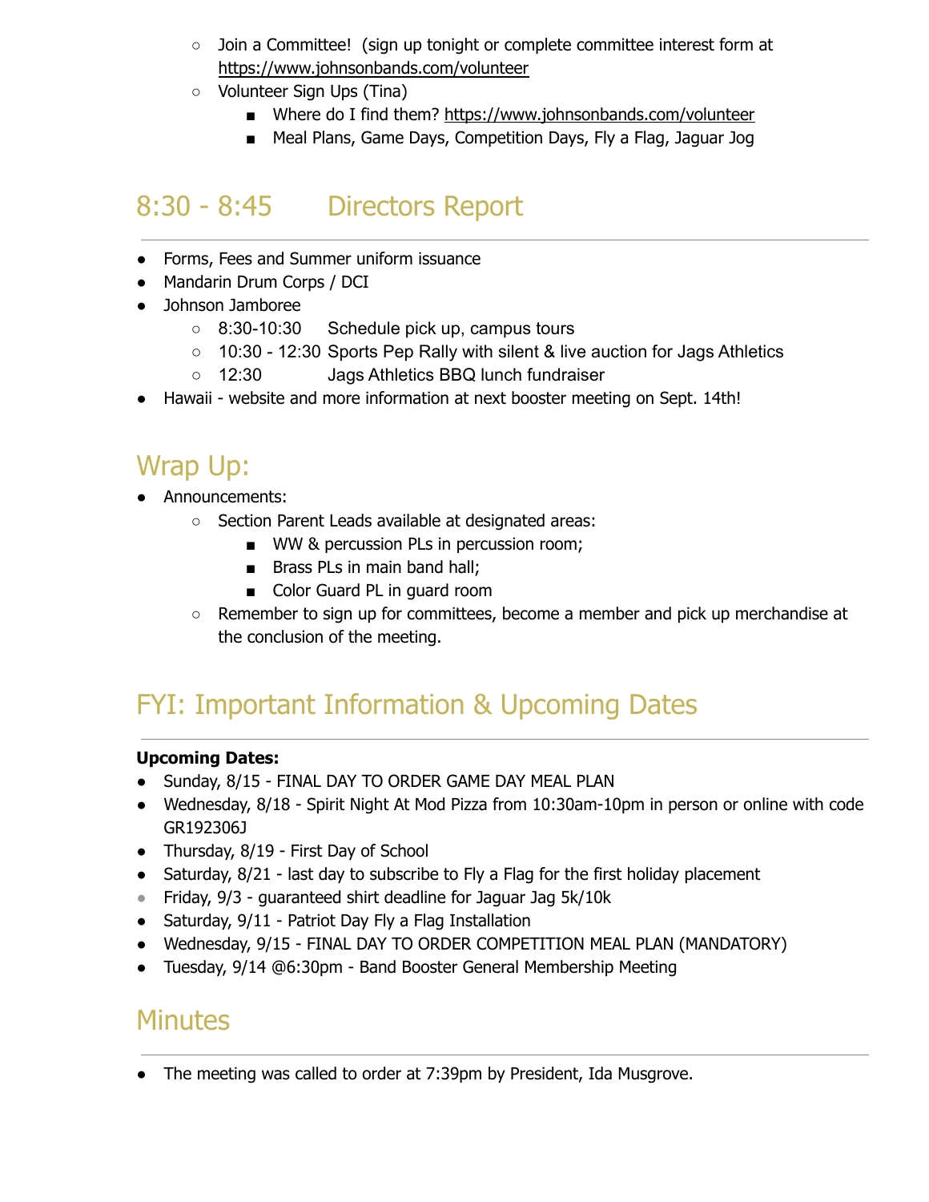- Join a Committee! (sign up tonight or complete committee interest form at https://www.johnsonbands.com/volunteer
- Volunteer Sign Ups (Tina)
  - Where do I find them? https://www.johnsonbands.com/volunteer
  - Meal Plans, Game Days, Competition Days, Fly a Flag, Jaguar Jog

## 8:30 - 8:45 Directors Report

- Forms, Fees and Summer uniform issuance
- Mandarin Drum Corps / DCI
- Johnson Jamboree
  - 8:30-10:30 Schedule pick up, campus tours
  - 10:30 - 12:30 Sports Pep Rally with silent & live auction for Jags Athletics
  - 12:30 Jags Athletics BBQ lunch fundraiser
- Hawaii - website and more information at next booster meeting on Sept. 14th!

## Wrap Up:

- Announcements:
  - Section Parent Leads available at designated areas:
    - WW & percussion PLs in percussion room;
    - Brass PLs in main band hall;
    - Color Guard PL in guard room
  - Remember to sign up for committees, become a member and pick up merchandise at the conclusion of the meeting.

## FYI: Important Information & Upcoming Dates

**Upcoming Dates:**

- Sunday, 8/15 - FINAL DAY TO ORDER GAME DAY MEAL PLAN
- Wednesday, 8/18 - Spirit Night At Mod Pizza from 10:30am-10pm in person or online with code GR192306J
- Thursday, 8/19 - First Day of School
- Saturday, 8/21 - last day to subscribe to Fly a Flag for the first holiday placement
- Friday, 9/3 - guaranteed shirt deadline for Jaguar Jag 5k/10k
- Saturday, 9/11 - Patriot Day Fly a Flag Installation
- Wednesday, 9/15 - FINAL DAY TO ORDER COMPETITION MEAL PLAN (MANDATORY)
- Tuesday, 9/14 @6:30pm - Band Booster General Membership Meeting

## Minutes

- The meeting was called to order at 7:39pm by President, Ida Musgrove.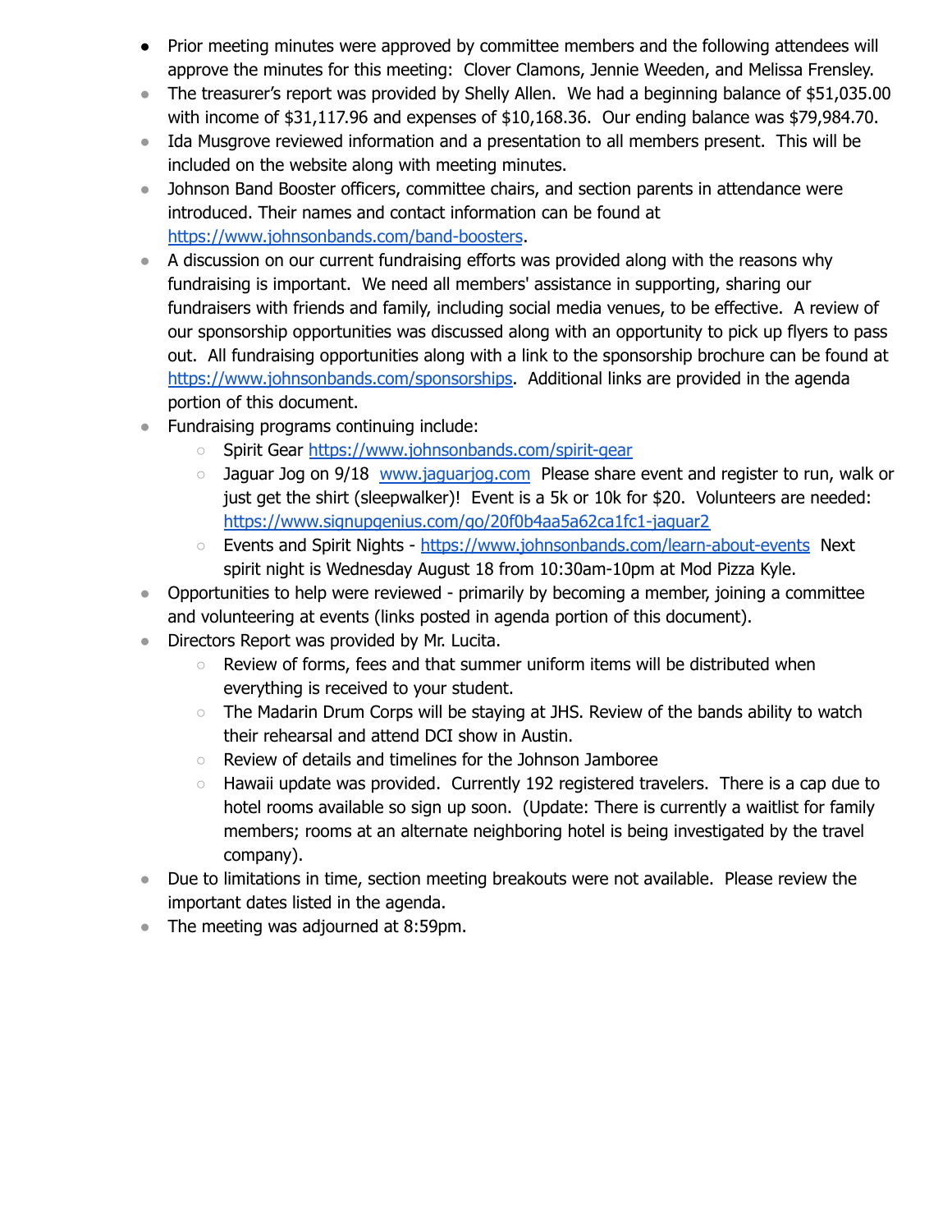- Prior meeting minutes were approved by committee members and the following attendees will approve the minutes for this meeting: Clover Clamons, Jennie Weeden, and Melissa Frensley.
- The treasurer's report was provided by Shelly Allen. We had a beginning balance of $51,035.00 with income of $31,117.96 and expenses of $10,168.36. Our ending balance was $79,984.70.
- Ida Musgrove reviewed information and a presentation to all members present. This will be included on the website along with meeting minutes.
- Johnson Band Booster officers, committee chairs, and section parents in attendance were introduced. Their names and contact information can be found at https://www.johnsonbands.com/band-boosters.
- A discussion on our current fundraising efforts was provided along with the reasons why fundraising is important. We need all members' assistance in supporting, sharing our fundraisers with friends and family, including social media venues, to be effective. A review of our sponsorship opportunities was discussed along with an opportunity to pick up flyers to pass out. All fundraising opportunities along with a link to the sponsorship brochure can be found at https://www.johnsonbands.com/sponsorships. Additional links are provided in the agenda portion of this document.
- Fundraising programs continuing include:
  - Spirit Gear https://www.johnsonbands.com/spirit-gear
  - Jaguar Jog on 9/18 www.jaguarjog.com Please share event and register to run, walk or just get the shirt (sleepwalker)! Event is a 5k or 10k for $20. Volunteers are needed: https://www.signupgenius.com/go/20f0b4aa5a62ca1fc1-jaguar2
  - Events and Spirit Nights - https://www.johnsonbands.com/learn-about-events Next spirit night is Wednesday August 18 from 10:30am-10pm at Mod Pizza Kyle.
- Opportunities to help were reviewed - primarily by becoming a member, joining a committee and volunteering at events (links posted in agenda portion of this document).
- Directors Report was provided by Mr. Lucita.
  - Review of forms, fees and that summer uniform items will be distributed when everything is received to your student.
  - The Madarin Drum Corps will be staying at JHS. Review of the bands ability to watch their rehearsal and attend DCI show in Austin.
  - Review of details and timelines for the Johnson Jamboree
  - Hawaii update was provided. Currently 192 registered travelers. There is a cap due to hotel rooms available so sign up soon. (Update: There is currently a waitlist for family members; rooms at an alternate neighboring hotel is being investigated by the travel company).
- Due to limitations in time, section meeting breakouts were not available. Please review the important dates listed in the agenda.
- The meeting was adjourned at 8:59pm.